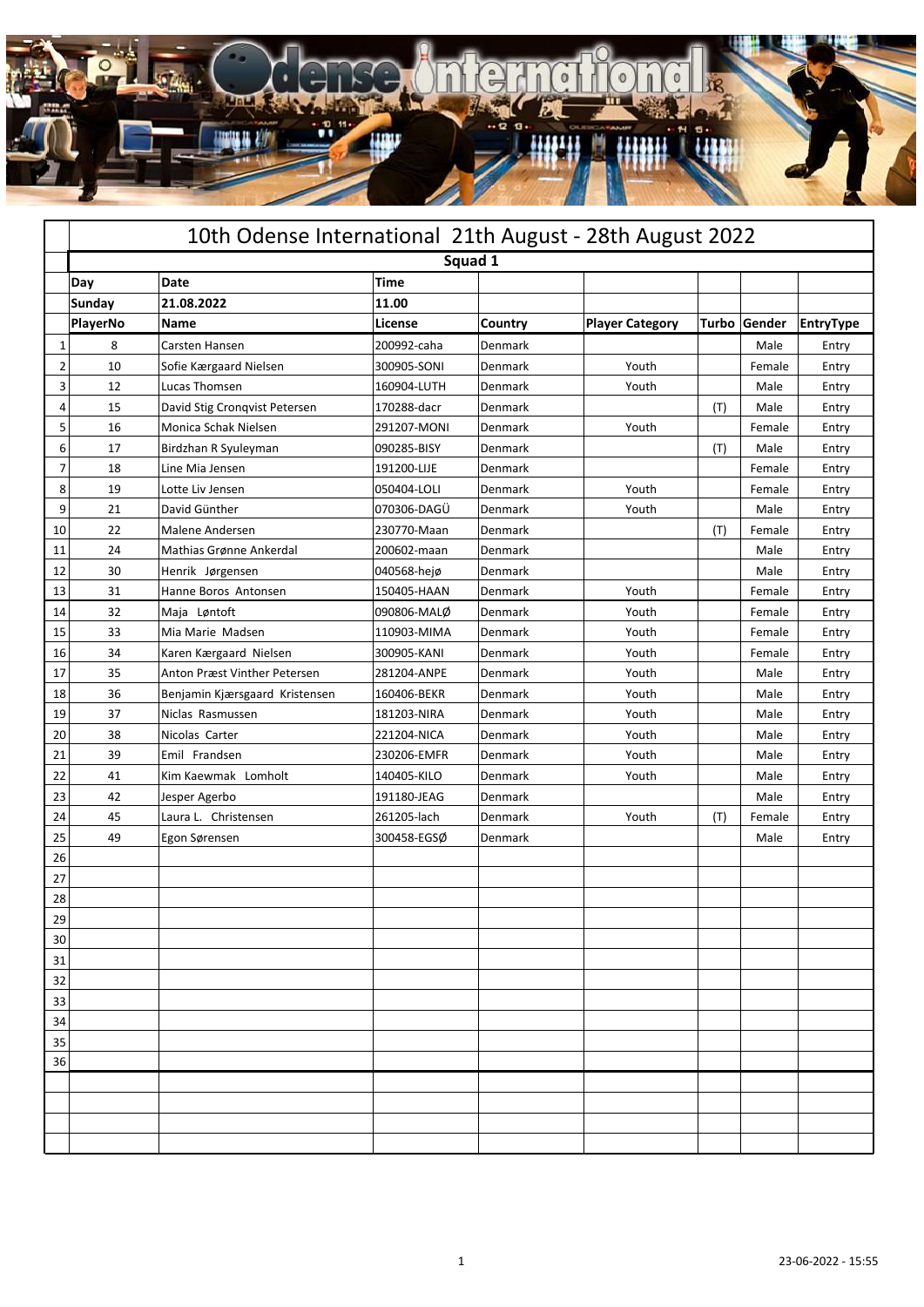# 10th Odense International 21th August - 28th August 2022

## Squad 1

| | Day | Date | Time | | | | | |
|---|---|---|---|---|---|---|---|---|
| | Sunday | 21.08.2022 | 11.00 | | | | | |
| | PlayerNo | Name | License | Country | Player Category | Turbo | Gender | EntryType |
| 1 | 8 | Carsten Hansen | 200992-caha | Denmark | | | Male | Entry |
| 2 | 10 | Sofie Kærgaard Nielsen | 300905-SONI | Denmark | Youth | | Female | Entry |
| 3 | 12 | Lucas Thomsen | 160904-LUTH | Denmark | Youth | | Male | Entry |
| 4 | 15 | David Stig Cronqvist Petersen | 170288-dacr | Denmark | | (T) | Male | Entry |
| 5 | 16 | Monica Schak Nielsen | 291207-MONI | Denmark | Youth | | Female | Entry |
| 6 | 17 | Birdzhan R Syuleyman | 090285-BISY | Denmark | | (T) | Male | Entry |
| 7 | 18 | Line Mia Jensen | 191200-LIJE | Denmark | | | Female | Entry |
| 8 | 19 | Lotte Liv Jensen | 050404-LOLI | Denmark | Youth | | Female | Entry |
| 9 | 21 | David Günther | 070306-DAGÜ | Denmark | Youth | | Male | Entry |
| 10 | 22 | Malene Andersen | 230770-Maan | Denmark | | (T) | Female | Entry |
| 11 | 24 | Mathias Grønne Ankerdal | 200602-maan | Denmark | | | Male | Entry |
| 12 | 30 | Henrik Jørgensen | 040568-hejø | Denmark | | | Male | Entry |
| 13 | 31 | Hanne Boros Antonsen | 150405-HAAN | Denmark | Youth | | Female | Entry |
| 14 | 32 | Maja Løntoft | 090806-MALØ | Denmark | Youth | | Female | Entry |
| 15 | 33 | Mia Marie Madsen | 110903-MIMA | Denmark | Youth | | Female | Entry |
| 16 | 34 | Karen Kærgaard Nielsen | 300905-KANI | Denmark | Youth | | Female | Entry |
| 17 | 35 | Anton Præst Vinther Petersen | 281204-ANPE | Denmark | Youth | | Male | Entry |
| 18 | 36 | Benjamin Kjærsgaard Kristensen | 160406-BEKR | Denmark | Youth | | Male | Entry |
| 19 | 37 | Niclas Rasmussen | 181203-NIRA | Denmark | Youth | | Male | Entry |
| 20 | 38 | Nicolas Carter | 221204-NICA | Denmark | Youth | | Male | Entry |
| 21 | 39 | Emil Frandsen | 230206-EMFR | Denmark | Youth | | Male | Entry |
| 22 | 41 | Kim Kaewmak Lomholt | 140405-KILO | Denmark | Youth | | Male | Entry |
| 23 | 42 | Jesper Agerbo | 191180-JEAG | Denmark | | | Male | Entry |
| 24 | 45 | Laura L. Christensen | 261205-lach | Denmark | Youth | (T) | Female | Entry |
| 25 | 49 | Egon Sørensen | 300458-EGSØ | Denmark | | | Male | Entry |
| 26 | | | | | | | | |
| 27 | | | | | | | | |
| 28 | | | | | | | | |
| 29 | | | | | | | | |
| 30 | | | | | | | | |
| 31 | | | | | | | | |
| 32 | | | | | | | | |
| 33 | | | | | | | | |
| 34 | | | | | | | | |
| 35 | | | | | | | | |
| 36 | | | | | | | | |

23-06-2022 - 15:55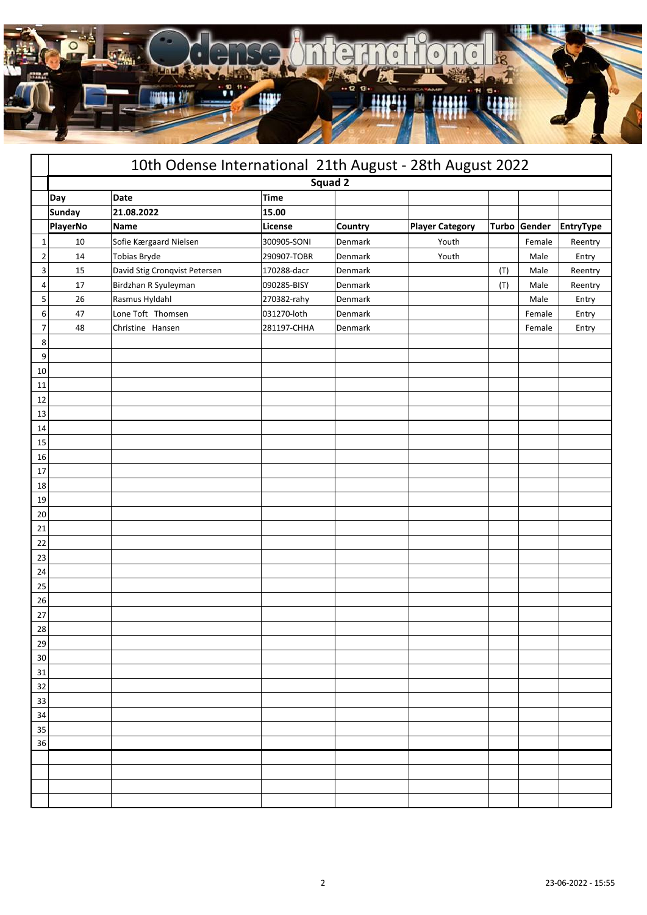# 10th Odense International 21th August - 28th August 2022

## Squad 2

| | Day | Date | Time | | | | | |
|---|---|---|---|---|---|---|---|---|
| | Sunday | 21.08.2022 | 15.00 | | | | | |
| | PlayerNo | Name | License | Country | Player Category | Turbo | Gender | EntryType |
| 1 | 10 | Sofie Kærgaard Nielsen | 300905-SONI | Denmark | Youth | | Female | Reentry |
| 2 | 14 | Tobias Bryde | 290907-TOBR | Denmark | Youth | | Male | Entry |
| 3 | 15 | David Stig Cronqvist Petersen | 170288-dacr | Denmark | | (T) | Male | Reentry |
| 4 | 17 | Birdzhan R Syuleyman | 090285-BISY | Denmark | | (T) | Male | Reentry |
| 5 | 26 | Rasmus Hyldahl | 270382-rahy | Denmark | | | Male | Entry |
| 6 | 47 | Lone Toft Thomsen | 031270-loth | Denmark | | | Female | Entry |
| 7 | 48 | Christine Hansen | 281197-CHHA | Denmark | | | Female | Entry |
| 8 | | | | | | | | |
| 9 | | | | | | | | |
| 10 | | | | | | | | |
| 11 | | | | | | | | |
| 12 | | | | | | | | |
| 13 | | | | | | | | |
| 14 | | | | | | | | |
| 15 | | | | | | | | |
| 16 | | | | | | | | |
| 17 | | | | | | | | |
| 18 | | | | | | | | |
| 19 | | | | | | | | |
| 20 | | | | | | | | |
| 21 | | | | | | | | |
| 22 | | | | | | | | |
| 23 | | | | | | | | |
| 24 | | | | | | | | |
| 25 | | | | | | | | |
| 26 | | | | | | | | |
| 27 | | | | | | | | |
| 28 | | | | | | | | |
| 29 | | | | | | | | |
| 30 | | | | | | | | |
| 31 | | | | | | | | |
| 32 | | | | | | | | |
| 33 | | | | | | | | |
| 34 | | | | | | | | |
| 35 | | | | | | | | |
| 36 | | | | | | | | |

23-06-2022 - 15:55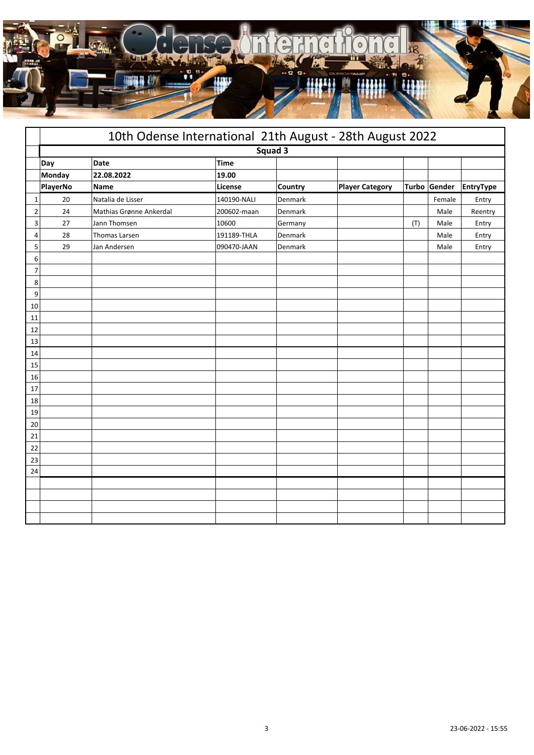# 10th Odense International 21th August - 28th August 2022

## Squad 3

| | Day | Date | Time | | | | | |
|---|---|---|---|---|---|---|---|---|
| | Monday | 22.08.2022 | 19.00 | | | | | |
| | **PlayerNo** | **Name** | **License** | **Country** | **Player Category** | **Turbo** | **Gender** | **EntryType** |
| 1 | 20 | Natalia de Lisser | 140190-NALI | Denmark | | | Female | Entry |
| 2 | 24 | Mathias Grønne Ankerdal | 200602-maan | Denmark | | | Male | Reentry |
| 3 | 27 | Jann Thomsen | 10600 | Germany | | (T) | Male | Entry |
| 4 | 28 | Thomas Larsen | 191189-THLA | Denmark | | | Male | Entry |
| 5 | 29 | Jan Andersen | 090470-JAAN | Denmark | | | Male | Entry |
| 6 | | | | | | | | |
| 7 | | | | | | | | |
| 8 | | | | | | | | |
| 9 | | | | | | | | |
| 10 | | | | | | | | |
| 11 | | | | | | | | |
| 12 | | | | | | | | |
| 13 | | | | | | | | |
| 14 | | | | | | | | |
| 15 | | | | | | | | |
| 16 | | | | | | | | |
| 17 | | | | | | | | |
| 18 | | | | | | | | |
| 19 | | | | | | | | |
| 20 | | | | | | | | |
| 21 | | | | | | | | |
| 22 | | | | | | | | |
| 23 | | | | | | | | |
| 24 | | | | | | | | |

23-06-2022 - 15:55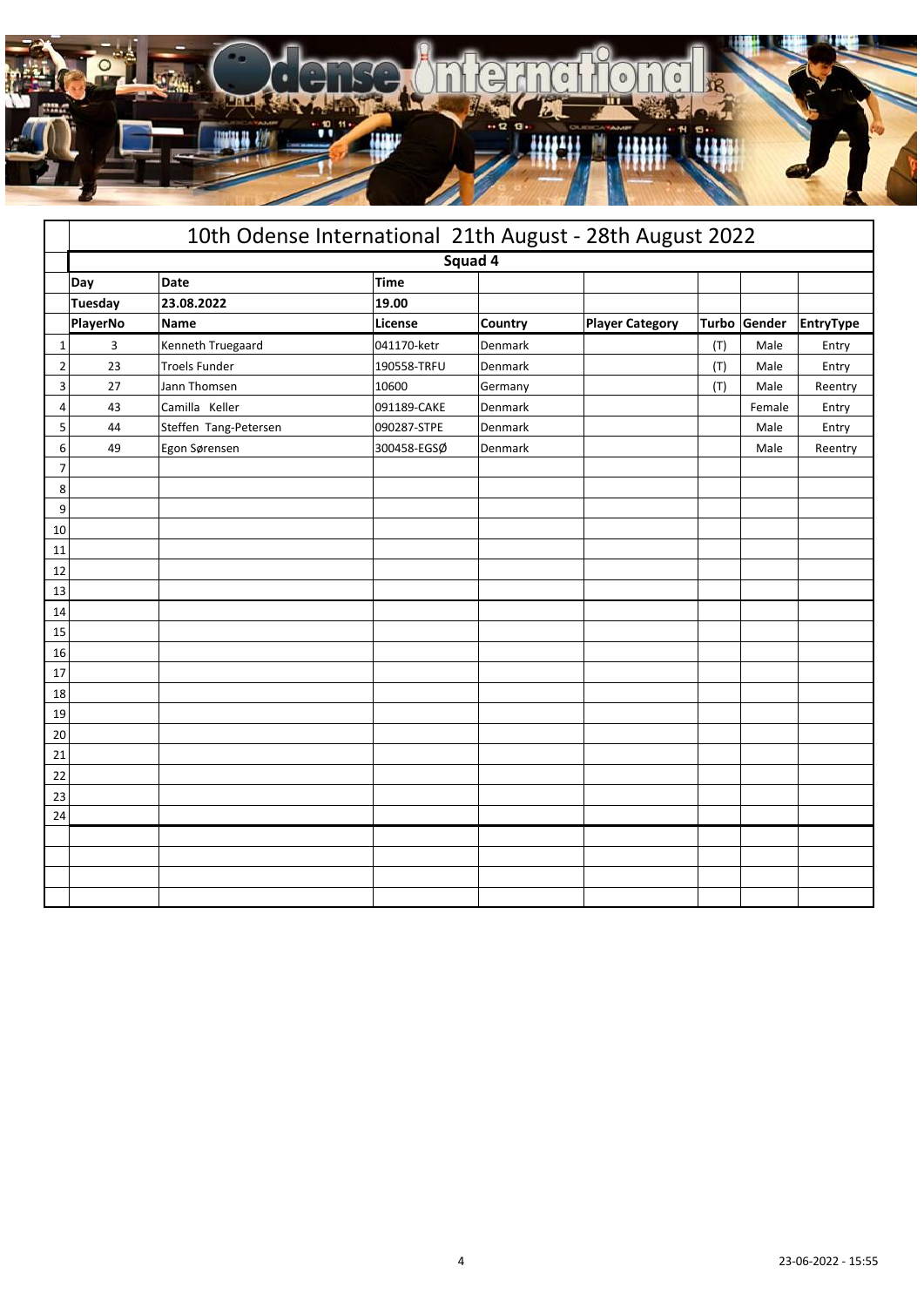# 10th Odense International 21th August - 28th August 2022

## Squad 4

| | Day | Date | Time | | | | | |
|---|---|---|---|---|---|---|---|---|
| | Tuesday | 23.08.2022 | 19.00 | | | | | |
| | PlayerNo | Name | License | Country | Player Category | Turbo | Gender | EntryType |
| 1 | 3 | Kenneth Truegaard | 041170-ketr | Denmark | | (T) | Male | Entry |
| 2 | 23 | Troels Funder | 190558-TRFU | Denmark | | (T) | Male | Entry |
| 3 | 27 | Jann Thomsen | 10600 | Germany | | (T) | Male | Reentry |
| 4 | 43 | Camilla Keller | 091189-CAKE | Denmark | | | Female | Entry |
| 5 | 44 | Steffen Tang-Petersen | 090287-STPE | Denmark | | | Male | Entry |
| 6 | 49 | Egon Sørensen | 300458-EGSØ | Denmark | | | Male | Reentry |
| 7 | | | | | | | | |
| 8 | | | | | | | | |
| 9 | | | | | | | | |
| 10 | | | | | | | | |
| 11 | | | | | | | | |
| 12 | | | | | | | | |
| 13 | | | | | | | | |
| 14 | | | | | | | | |
| 15 | | | | | | | | |
| 16 | | | | | | | | |
| 17 | | | | | | | | |
| 18 | | | | | | | | |
| 19 | | | | | | | | |
| 20 | | | | | | | | |
| 21 | | | | | | | | |
| 22 | | | | | | | | |
| 23 | | | | | | | | |
| 24 | | | | | | | | |

23-06-2022 - 15:55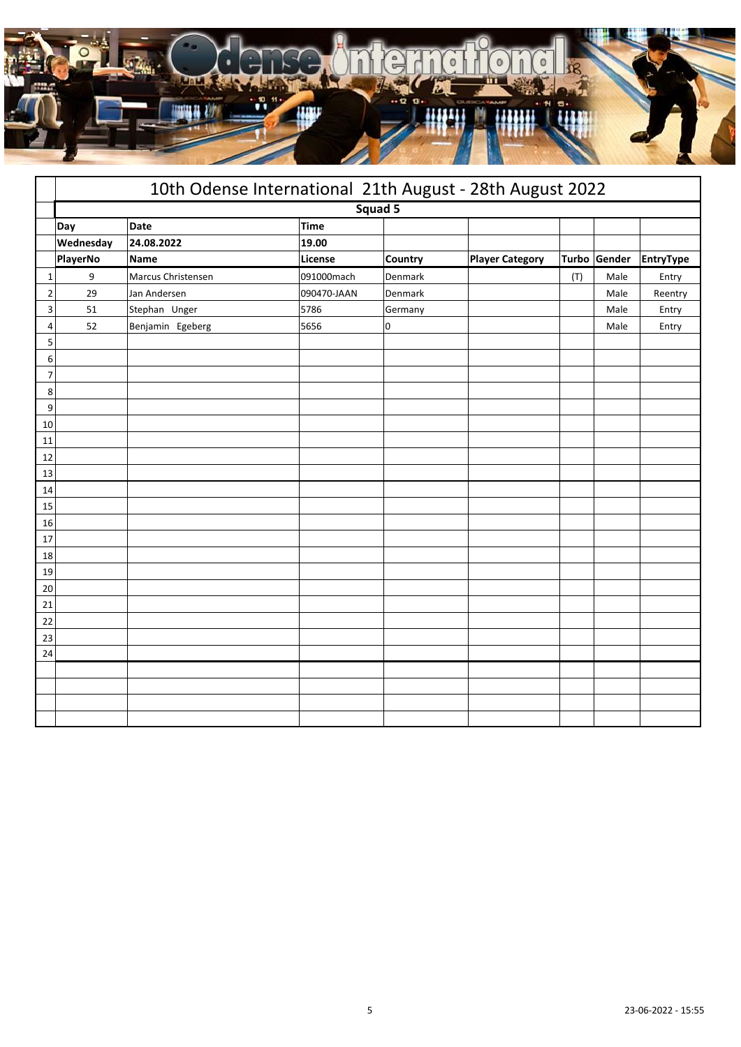# 10th Odense International 21th August - 28th August 2022

## Squad 5

| | Day | Date | Time | | | | | |
|---|---|---|---|---|---|---|---|---|
| | Wednesday | 24.08.2022 | 19.00 | | | | | |
| | PlayerNo | Name | License | Country | Player Category | Turbo | Gender | EntryType |
| 1 | 9 | Marcus Christensen | 091000mach | Denmark | | (T) | Male | Entry |
| 2 | 29 | Jan Andersen | 090470-JAAN | Denmark | | | Male | Reentry |
| 3 | 51 | Stephan Unger | 5786 | Germany | | | Male | Entry |
| 4 | 52 | Benjamin Egeberg | 5656 | 0 | | | Male | Entry |
| 5 | | | | | | | | |
| 6 | | | | | | | | |
| 7 | | | | | | | | |
| 8 | | | | | | | | |
| 9 | | | | | | | | |
| 10 | | | | | | | | |
| 11 | | | | | | | | |
| 12 | | | | | | | | |
| 13 | | | | | | | | |
| 14 | | | | | | | | |
| 15 | | | | | | | | |
| 16 | | | | | | | | |
| 17 | | | | | | | | |
| 18 | | | | | | | | |
| 19 | | | | | | | | |
| 20 | | | | | | | | |
| 21 | | | | | | | | |
| 22 | | | | | | | | |
| 23 | | | | | | | | |
| 24 | | | | | | | | |

23-06-2022 - 15:55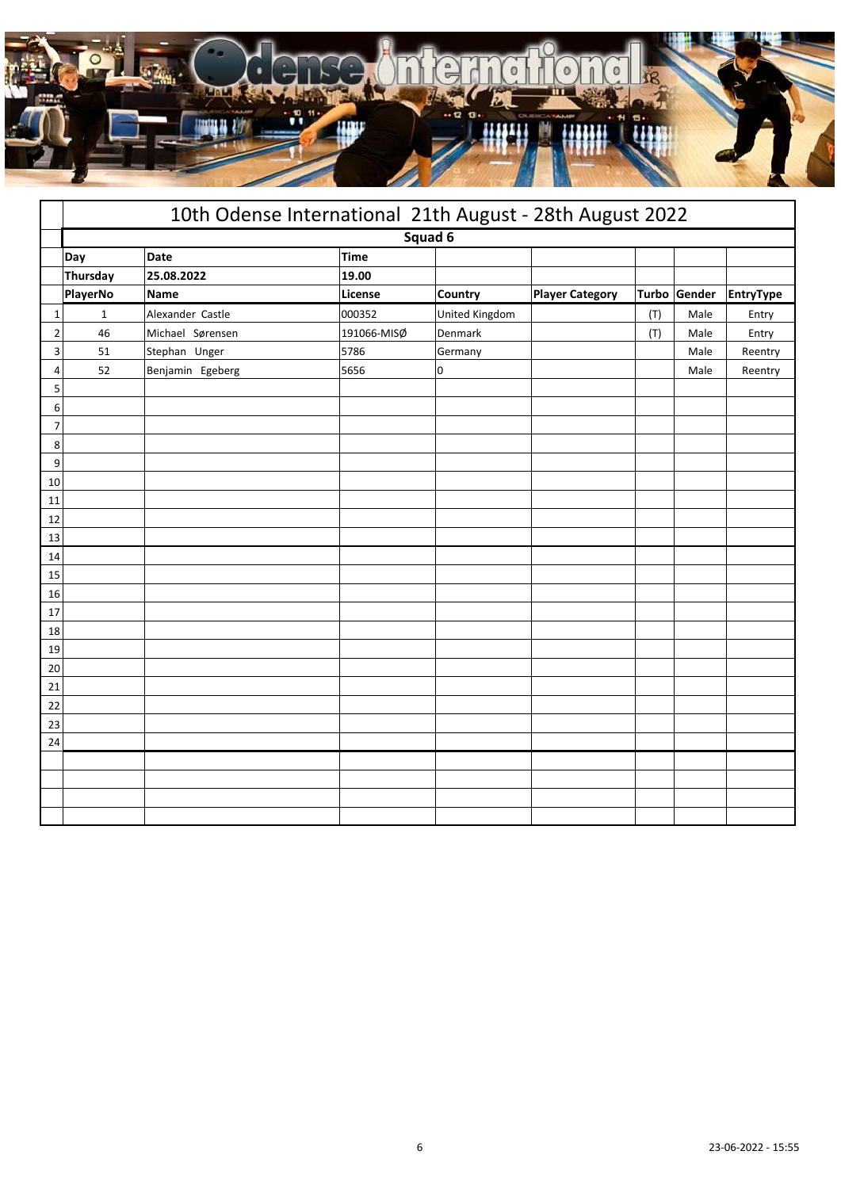# 10th Odense International 21th August - 28th August 2022

## Squad 6

| | Day | Date | Time | | | | | |
|---|---|---|---|---|---|---|---|---|
| | Thursday | 25.08.2022 | 19.00 | | | | | |
| | PlayerNo | Name | License | Country | Player Category | Turbo | Gender | EntryType |
| 1 | 1 | Alexander Castle | 000352 | United Kingdom | | (T) | Male | Entry |
| 2 | 46 | Michael Sørensen | 191066-MISØ | Denmark | | (T) | Male | Entry |
| 3 | 51 | Stephan Unger | 5786 | Germany | | | Male | Reentry |
| 4 | 52 | Benjamin Egeberg | 5656 | 0 | | | Male | Reentry |
| 5 | | | | | | | | |
| 6 | | | | | | | | |
| 7 | | | | | | | | |
| 8 | | | | | | | | |
| 9 | | | | | | | | |
| 10 | | | | | | | | |
| 11 | | | | | | | | |
| 12 | | | | | | | | |
| 13 | | | | | | | | |
| 14 | | | | | | | | |
| 15 | | | | | | | | |
| 16 | | | | | | | | |
| 17 | | | | | | | | |
| 18 | | | | | | | | |
| 19 | | | | | | | | |
| 20 | | | | | | | | |
| 21 | | | | | | | | |
| 22 | | | | | | | | |
| 23 | | | | | | | | |
| 24 | | | | | | | | |

23-06-2022 - 15:55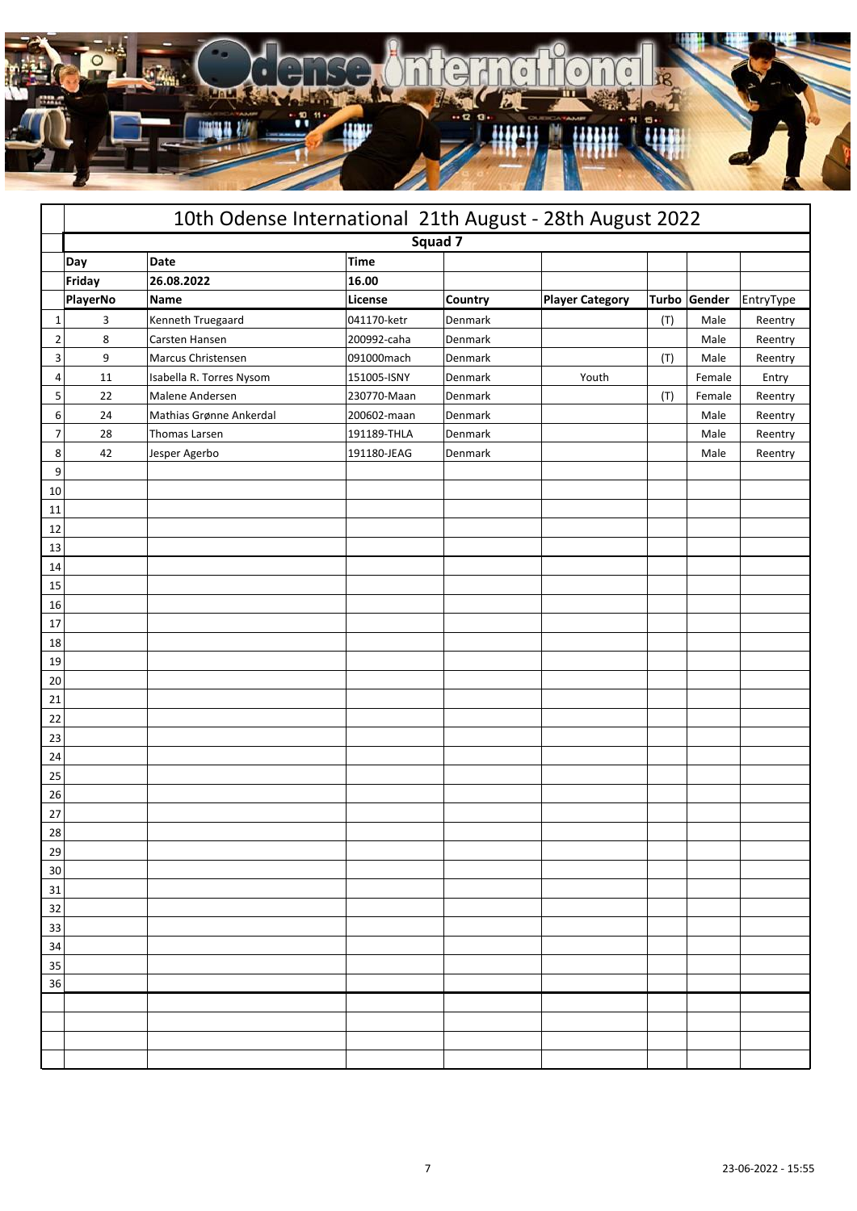# 10th Odense International 21th August - 28th August 2022

## Squad 7

| | Day | Date | Time | | | | | |
|---|---|---|---|---|---|---|---|---|
| | Friday | 26.08.2022 | 16.00 | | | | | |
| | PlayerNo | Name | License | Country | Player Category | Turbo | Gender | EntryType |
| 1 | 3 | Kenneth Truegaard | 041170-ketr | Denmark | | (T) | Male | Reentry |
| 2 | 8 | Carsten Hansen | 200992-caha | Denmark | | | Male | Reentry |
| 3 | 9 | Marcus Christensen | 091000mach | Denmark | | (T) | Male | Reentry |
| 4 | 11 | Isabella R. Torres Nysom | 151005-ISNY | Denmark | Youth | | Female | Entry |
| 5 | 22 | Malene Andersen | 230770-Maan | Denmark | | (T) | Female | Reentry |
| 6 | 24 | Mathias Grønne Ankerdal | 200602-maan | Denmark | | | Male | Reentry |
| 7 | 28 | Thomas Larsen | 191189-THLA | Denmark | | | Male | Reentry |
| 8 | 42 | Jesper Agerbo | 191180-JEAG | Denmark | | | Male | Reentry |
| 9 | | | | | | | | |
| 10 | | | | | | | | |
| 11 | | | | | | | | |
| 12 | | | | | | | | |
| 13 | | | | | | | | |
| 14 | | | | | | | | |
| 15 | | | | | | | | |
| 16 | | | | | | | | |
| 17 | | | | | | | | |
| 18 | | | | | | | | |
| 19 | | | | | | | | |
| 20 | | | | | | | | |
| 21 | | | | | | | | |
| 22 | | | | | | | | |
| 23 | | | | | | | | |
| 24 | | | | | | | | |
| 25 | | | | | | | | |
| 26 | | | | | | | | |
| 27 | | | | | | | | |
| 28 | | | | | | | | |
| 29 | | | | | | | | |
| 30 | | | | | | | | |
| 31 | | | | | | | | |
| 32 | | | | | | | | |
| 33 | | | | | | | | |
| 34 | | | | | | | | |
| 35 | | | | | | | | |
| 36 | | | | | | | | |

23-06-2022 - 15:55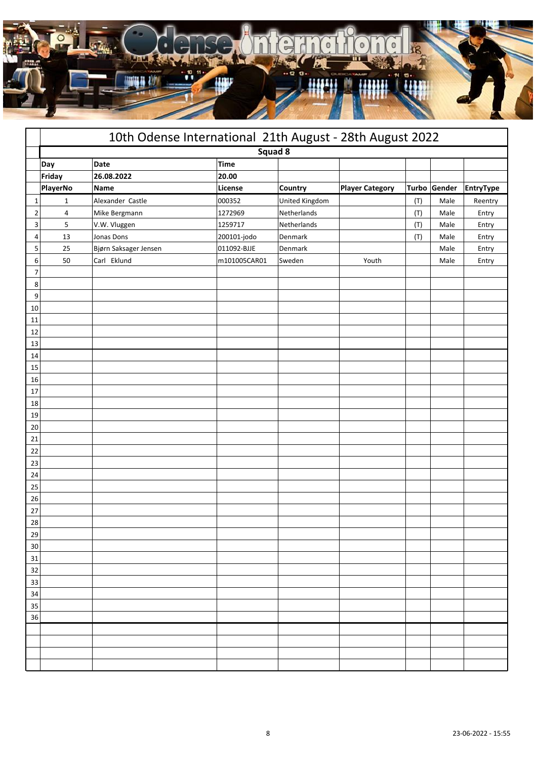# 10th Odense International 21th August - 28th August 2022

## Squad 8

| Day | Date | Time | | | | | |
|---|---|---|---|---|---|---|---|
| Friday | 26.08.2022 | 20.00 | | | | | |

| | PlayerNo | Name | License | Country | Player Category | Turbo | Gender | EntryType |
|---|---|---|---|---|---|---|---|---|
| 1 | 1 | Alexander Castle | 000352 | United Kingdom | | (T) | Male | Reentry |
| 2 | 4 | Mike Bergmann | 1272969 | Netherlands | | (T) | Male | Entry |
| 3 | 5 | V.W. Vluggen | 1259717 | Netherlands | | (T) | Male | Entry |
| 4 | 13 | Jonas Dons | 200101-jodo | Denmark | | (T) | Male | Entry |
| 5 | 25 | Bjørn Saksager Jensen | 011092-BJJE | Denmark | | | Male | Entry |
| 6 | 50 | Carl Eklund | m101005CAR01 | Sweden | Youth | | Male | Entry |
| 7 | | | | | | | | |
| 8 | | | | | | | | |
| 9 | | | | | | | | |
| 10 | | | | | | | | |
| 11 | | | | | | | | |
| 12 | | | | | | | | |
| 13 | | | | | | | | |
| 14 | | | | | | | | |
| 15 | | | | | | | | |
| 16 | | | | | | | | |
| 17 | | | | | | | | |
| 18 | | | | | | | | |
| 19 | | | | | | | | |
| 20 | | | | | | | | |
| 21 | | | | | | | | |
| 22 | | | | | | | | |
| 23 | | | | | | | | |
| 24 | | | | | | | | |
| 25 | | | | | | | | |
| 26 | | | | | | | | |
| 27 | | | | | | | | |
| 28 | | | | | | | | |
| 29 | | | | | | | | |
| 30 | | | | | | | | |
| 31 | | | | | | | | |
| 32 | | | | | | | | |
| 33 | | | | | | | | |
| 34 | | | | | | | | |
| 35 | | | | | | | | |
| 36 | | | | | | | | |

23-06-2022 - 15:55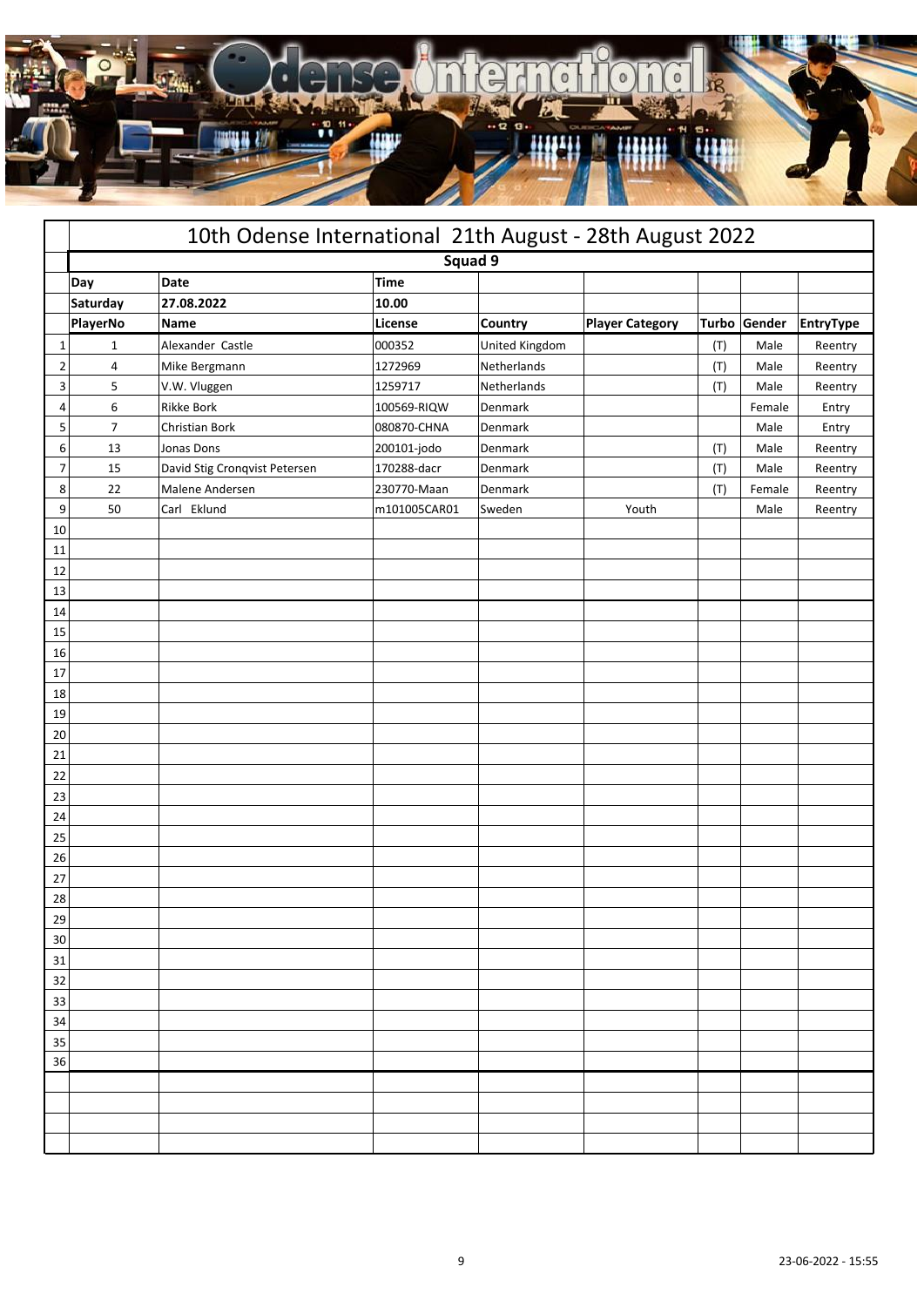# 10th Odense International 21th August - 28th August 2022

## Squad 9

| | Day | Date | Time | | | | | |
|---|---|---|---|---|---|---|---|---|
| | Saturday | 27.08.2022 | 10.00 | | | | | |
| | PlayerNo | Name | License | Country | Player Category | Turbo | Gender | EntryType |
| 1 | 1 | Alexander Castle | 000352 | United Kingdom | | (T) | Male | Reentry |
| 2 | 4 | Mike Bergmann | 1272969 | Netherlands | | (T) | Male | Reentry |
| 3 | 5 | V.W. Vluggen | 1259717 | Netherlands | | (T) | Male | Reentry |
| 4 | 6 | Rikke Bork | 100569-RIQW | Denmark | | | Female | Entry |
| 5 | 7 | Christian Bork | 080870-CHNA | Denmark | | | Male | Entry |
| 6 | 13 | Jonas Dons | 200101-jodo | Denmark | | (T) | Male | Reentry |
| 7 | 15 | David Stig Cronqvist Petersen | 170288-dacr | Denmark | | (T) | Male | Reentry |
| 8 | 22 | Malene Andersen | 230770-Maan | Denmark | | (T) | Female | Reentry |
| 9 | 50 | Carl Eklund | m101005CAR01 | Sweden | Youth | | Male | Reentry |
| 10 | | | | | | | | |
| 11 | | | | | | | | |
| 12 | | | | | | | | |
| 13 | | | | | | | | |
| 14 | | | | | | | | |
| 15 | | | | | | | | |
| 16 | | | | | | | | |
| 17 | | | | | | | | |
| 18 | | | | | | | | |
| 19 | | | | | | | | |
| 20 | | | | | | | | |
| 21 | | | | | | | | |
| 22 | | | | | | | | |
| 23 | | | | | | | | |
| 24 | | | | | | | | |
| 25 | | | | | | | | |
| 26 | | | | | | | | |
| 27 | | | | | | | | |
| 28 | | | | | | | | |
| 29 | | | | | | | | |
| 30 | | | | | | | | |
| 31 | | | | | | | | |
| 32 | | | | | | | | |
| 33 | | | | | | | | |
| 34 | | | | | | | | |
| 35 | | | | | | | | |
| 36 | | | | | | | | |

23-06-2022 - 15:55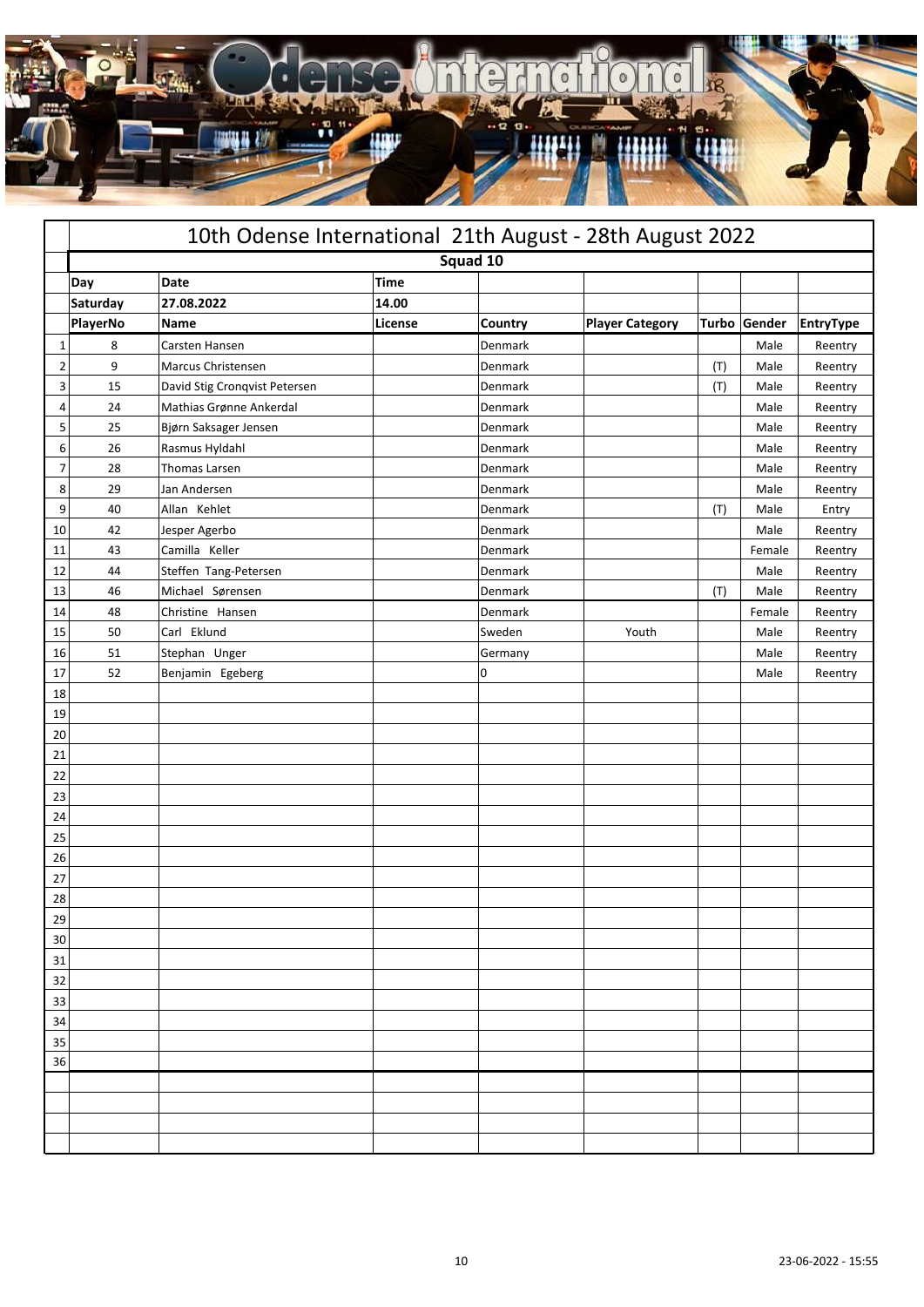## 10th Odense International 21th August - 28th August 2022

### Squad 10

| | Day | Date | Time | | | | | |
|---|---|---|---|---|---|---|---|---|
| | Saturday | 27.08.2022 | 14.00 | | | | | |
| | PlayerNo | Name | License | Country | Player Category | Turbo | Gender | EntryType |
| 1 | 8 | Carsten Hansen | | Denmark | | | Male | Reentry |
| 2 | 9 | Marcus Christensen | | Denmark | | (T) | Male | Reentry |
| 3 | 15 | David Stig Cronqvist Petersen | | Denmark | | (T) | Male | Reentry |
| 4 | 24 | Mathias Grønne Ankerdal | | Denmark | | | Male | Reentry |
| 5 | 25 | Bjørn Saksager Jensen | | Denmark | | | Male | Reentry |
| 6 | 26 | Rasmus Hyldahl | | Denmark | | | Male | Reentry |
| 7 | 28 | Thomas Larsen | | Denmark | | | Male | Reentry |
| 8 | 29 | Jan Andersen | | Denmark | | | Male | Reentry |
| 9 | 40 | Allan Kehlet | | Denmark | | (T) | Male | Entry |
| 10 | 42 | Jesper Agerbo | | Denmark | | | Male | Reentry |
| 11 | 43 | Camilla Keller | | Denmark | | | Female | Reentry |
| 12 | 44 | Steffen Tang-Petersen | | Denmark | | | Male | Reentry |
| 13 | 46 | Michael Sørensen | | Denmark | | (T) | Male | Reentry |
| 14 | 48 | Christine Hansen | | Denmark | | | Female | Reentry |
| 15 | 50 | Carl Eklund | | Sweden | Youth | | Male | Reentry |
| 16 | 51 | Stephan Unger | | Germany | | | Male | Reentry |
| 17 | 52 | Benjamin Egeberg | | 0 | | | Male | Reentry |
| 18 | | | | | | | | |
| 19 | | | | | | | | |
| 20 | | | | | | | | |
| 21 | | | | | | | | |
| 22 | | | | | | | | |
| 23 | | | | | | | | |
| 24 | | | | | | | | |
| 25 | | | | | | | | |
| 26 | | | | | | | | |
| 27 | | | | | | | | |
| 28 | | | | | | | | |
| 29 | | | | | | | | |
| 30 | | | | | | | | |
| 31 | | | | | | | | |
| 32 | | | | | | | | |
| 33 | | | | | | | | |
| 34 | | | | | | | | |
| 35 | | | | | | | | |
| 36 | | | | | | | | |

23-06-2022 - 15:55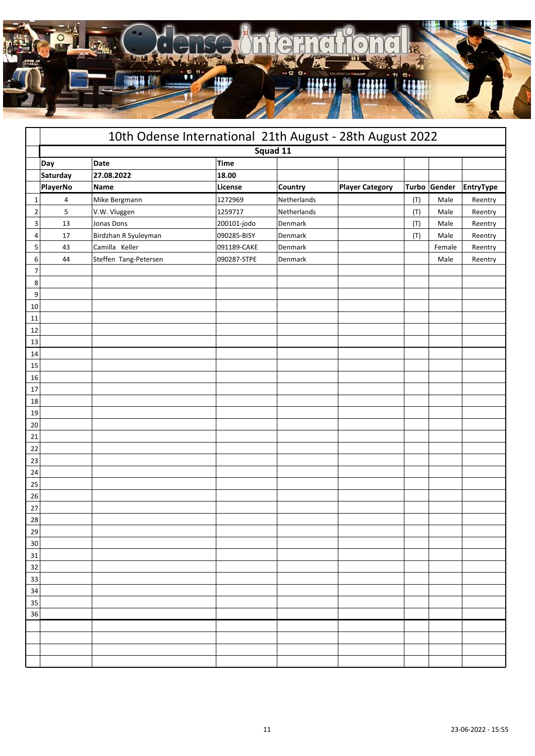# 10th Odense International 21th August - 28th August 2022

## Squad 11

| | Day | Date | Time | | | | | |
|---|---|---|---|---|---|---|---|---|
| | Saturday | 27.08.2022 | 18.00 | | | | | |
| | PlayerNo | Name | License | Country | Player Category | Turbo | Gender | EntryType |
| 1 | 4 | Mike Bergmann | 1272969 | Netherlands | | (T) | Male | Reentry |
| 2 | 5 | V.W. Vluggen | 1259717 | Netherlands | | (T) | Male | Reentry |
| 3 | 13 | Jonas Dons | 200101-jodo | Denmark | | (T) | Male | Reentry |
| 4 | 17 | Birdzhan R Syuleyman | 090285-BISY | Denmark | | (T) | Male | Reentry |
| 5 | 43 | Camilla Keller | 091189-CAKE | Denmark | | | Female | Reentry |
| 6 | 44 | Steffen Tang-Petersen | 090287-STPE | Denmark | | | Male | Reentry |
| 7 | | | | | | | | |
| 8 | | | | | | | | |
| 9 | | | | | | | | |
| 10 | | | | | | | | |
| 11 | | | | | | | | |
| 12 | | | | | | | | |
| 13 | | | | | | | | |
| 14 | | | | | | | | |
| 15 | | | | | | | | |
| 16 | | | | | | | | |
| 17 | | | | | | | | |
| 18 | | | | | | | | |
| 19 | | | | | | | | |
| 20 | | | | | | | | |
| 21 | | | | | | | | |
| 22 | | | | | | | | |
| 23 | | | | | | | | |
| 24 | | | | | | | | |
| 25 | | | | | | | | |
| 26 | | | | | | | | |
| 27 | | | | | | | | |
| 28 | | | | | | | | |
| 29 | | | | | | | | |
| 30 | | | | | | | | |
| 31 | | | | | | | | |
| 32 | | | | | | | | |
| 33 | | | | | | | | |
| 34 | | | | | | | | |
| 35 | | | | | | | | |
| 36 | | | | | | | | |

23-06-2022 - 15:55